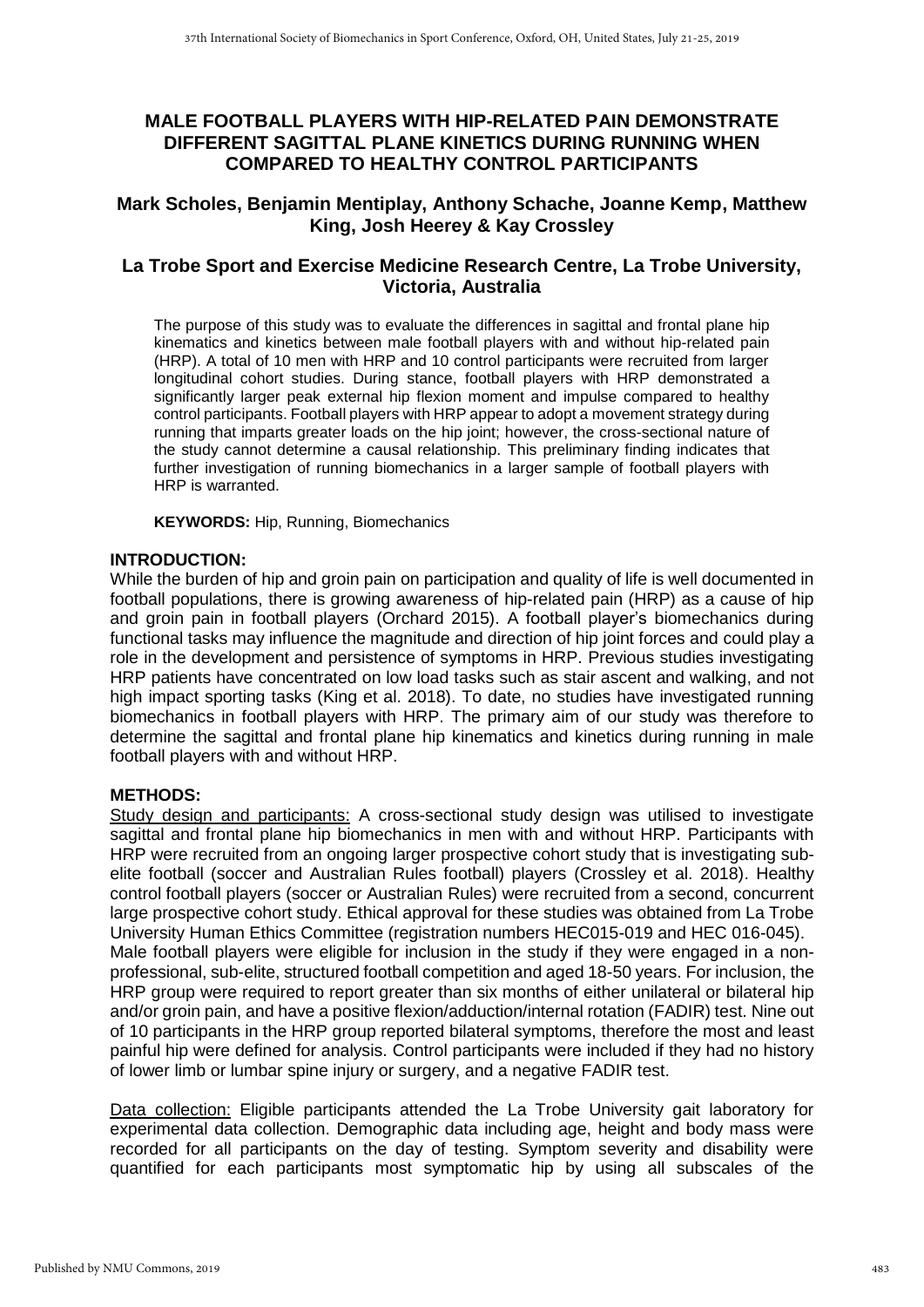# MALE FOOTBALL PLAYERS WITH HIP-RELATED PAIN DEMONSTRATE DIFFERENT SAGITTAL PLANE KINETICS DURING RUNNING WHEN COMPARED TO HEALTHY CONTROL PARTICIPANTS

## Mark Scholes, Benjamin Mentiplay, Anthony Schache, Joanne Kemp, Matthew King, Josh Heerey & Kay Crossley

## La Trobe Sport and Exercise Medicine Research Centre, La Trobe University, Victoria, Australia

The purpose of this study was to evaluate the differences in sagittal and frontal plane hip kinematics and kinetics between male football players with and without hip-related pain (HRP). A total of 10 men with HRP and 10 control participants were recruited from larger longitudinal cohort studies. During stance, football players with HRP demonstrated a significantly larger peak external hip flexion moment and impulse compared to healthy control participants. Football players with HRP appear to adopt a movement strategy during running that imparts greater loads on the hip joint; however, the cross-sectional nature of the study cannot determine a causal relationship. This preliminary finding indicates that further investigation of running biomechanics in a larger sample of football players with HRP is warranted.

**KEYWORDS:** Hip, Running, Biomechanics

## INTRODUCTION:

While the burden of hip and groin pain on participation and quality of life is well documented in football populations, there is growing awareness of hip-related pain (HRP) as a cause of hip and groin pain in football players (Orchard 2015). A football player's biomechanics during functional tasks may influence the magnitude and direction of hip joint forces and could play a role in the development and persistence of symptoms in HRP. Previous studies investigating HRP patients have concentrated on low load tasks such as stair ascent and walking, and not high impact sporting tasks (King et al. 2018). To date, no studies have investigated running biomechanics in football players with HRP. The primary aim of our study was therefore to determine the sagittal and frontal plane hip kinematics and kinetics during running in male football players with and without HRP.

## METHODS:

Study design and participants: A cross-sectional study design was utilised to investigate sagittal and frontal plane hip biomechanics in men with and without HRP. Participants with HRP were recruited from an ongoing larger prospective cohort study that is investigating sub-elite football (soccer and Australian Rules football) players (Crossley et al. 2018). Healthy control football players (soccer or Australian Rules) were recruited from a second, concurrent large prospective cohort study. Ethical approval for these studies was obtained from La Trobe University Human Ethics Committee (registration numbers HEC015-019 and HEC 016-045).

Male football players were eligible for inclusion in the study if they were engaged in a non-professional, sub-elite, structured football competition and aged 18-50 years. For inclusion, the HRP group were required to report greater than six months of either unilateral or bilateral hip and/or groin pain, and have a positive flexion/adduction/internal rotation (FADIR) test. Nine out of 10 participants in the HRP group reported bilateral symptoms, therefore the most and least painful hip were defined for analysis. Control participants were included if they had no history of lower limb or lumbar spine injury or surgery, and a negative FADIR test.

Data collection: Eligible participants attended the La Trobe University gait laboratory for experimental data collection. Demographic data including age, height and body mass were recorded for all participants on the day of testing. Symptom severity and disability were quantified for each participants most symptomatic hip by using all subscales of the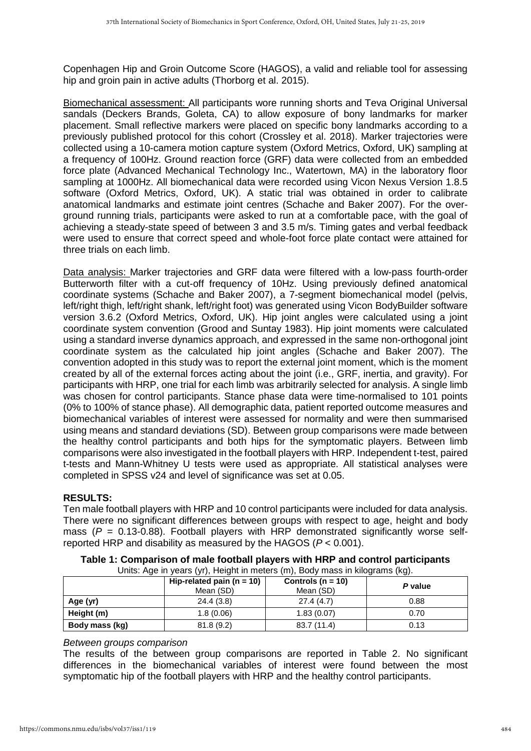Copenhagen Hip and Groin Outcome Score (HAGOS), a valid and reliable tool for assessing hip and groin pain in active adults (Thorborg et al. 2015).

Biomechanical assessment: All participants wore running shorts and Teva Original Universal sandals (Deckers Brands, Goleta, CA) to allow exposure of bony landmarks for marker placement. Small reflective markers were placed on specific bony landmarks according to a previously published protocol for this cohort (Crossley et al. 2018). Marker trajectories were collected using a 10-camera motion capture system (Oxford Metrics, Oxford, UK) sampling at a frequency of 100Hz. Ground reaction force (GRF) data were collected from an embedded force plate (Advanced Mechanical Technology Inc., Watertown, MA) in the laboratory floor sampling at 1000Hz. All biomechanical data were recorded using Vicon Nexus Version 1.8.5 software (Oxford Metrics, Oxford, UK). A static trial was obtained in order to calibrate anatomical landmarks and estimate joint centres (Schache and Baker 2007). For the over-ground running trials, participants were asked to run at a comfortable pace, with the goal of achieving a steady-state speed of between 3 and 3.5 m/s. Timing gates and verbal feedback were used to ensure that correct speed and whole-foot force plate contact were attained for three trials on each limb.

Data analysis: Marker trajectories and GRF data were filtered with a low-pass fourth-order Butterworth filter with a cut-off frequency of 10Hz. Using previously defined anatomical coordinate systems (Schache and Baker 2007), a 7-segment biomechanical model (pelvis, left/right thigh, left/right shank, left/right foot) was generated using Vicon BodyBuilder software version 3.6.2 (Oxford Metrics, Oxford, UK). Hip joint angles were calculated using a joint coordinate system convention (Grood and Suntay 1983). Hip joint moments were calculated using a standard inverse dynamics approach, and expressed in the same non-orthogonal joint coordinate system as the calculated hip joint angles (Schache and Baker 2007). The convention adopted in this study was to report the external joint moment, which is the moment created by all of the external forces acting about the joint (i.e., GRF, inertia, and gravity). For participants with HRP, one trial for each limb was arbitrarily selected for analysis. A single limb was chosen for control participants. Stance phase data were time-normalised to 101 points (0% to 100% of stance phase). All demographic data, patient reported outcome measures and biomechanical variables of interest were assessed for normality and were then summarised using means and standard deviations (SD). Between group comparisons were made between the healthy control participants and both hips for the symptomatic players. Between limb comparisons were also investigated in the football players with HRP. Independent t-test, paired t-tests and Mann-Whitney U tests were used as appropriate. All statistical analyses were completed in SPSS v24 and level of significance was set at 0.05.

## RESULTS:

Ten male football players with HRP and 10 control participants were included for data analysis. There were no significant differences between groups with respect to age, height and body mass ($P$ = 0.13-0.88). Football players with HRP demonstrated significantly worse self-reported HRP and disability as measured by the HAGOS ($P < 0.001$).

**Table 1: Comparison of male football players with HRP and control participants**

Units: Age in years (yr), Height in meters (m), Body mass in kilograms (kg).

| | Hip-related pain (n = 10) Mean (SD) | Controls (n = 10) Mean (SD) | *P* value |
|---|---|---|---|
| **Age (yr)** | 24.4 (3.8) | 27.4 (4.7) | 0.88 |
| **Height (m)** | 1.8 (0.06) | 1.83 (0.07) | 0.70 |
| **Body mass (kg)** | 81.8 (9.2) | 83.7 (11.4) | 0.13 |

*Between groups comparison*

The results of the between group comparisons are reported in Table 2. No significant differences in the biomechanical variables of interest were found between the most symptomatic hip of the football players with HRP and the healthy control participants.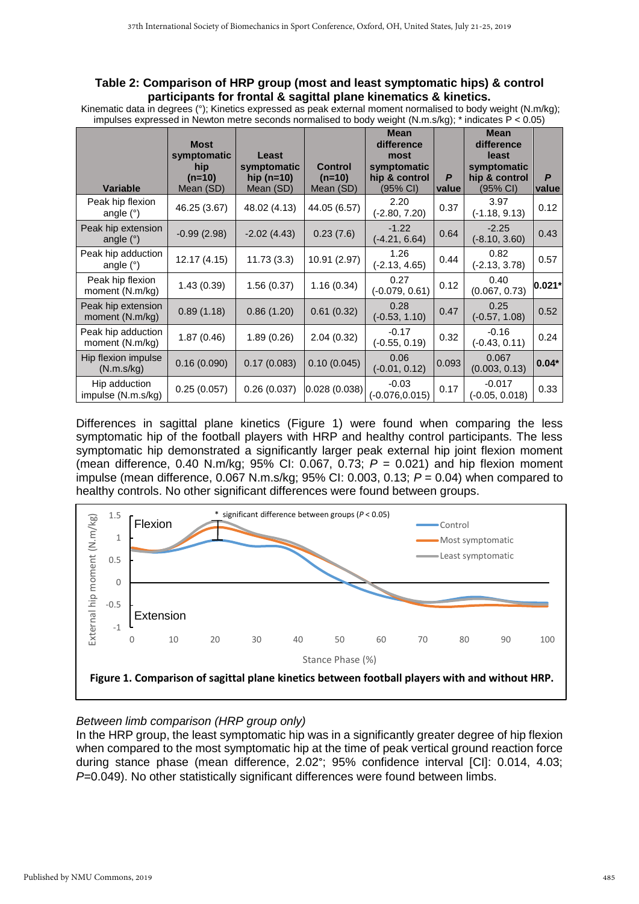**Table 2: Comparison of HRP group (most and least symptomatic hips) & control participants for frontal & sagittal plane kinematics & kinetics.**

Kinematic data in degrees (°); Kinetics expressed as peak external moment normalised to body weight (N.m/kg); impulses expressed in Newton metre seconds normalised to body weight (N.m.s/kg); * indicates P < 0.05)

| Variable | Most symptomatic hip (n=10) Mean (SD) | Least symptomatic hip (n=10) Mean (SD) | Control (n=10) Mean (SD) | Mean difference most symptomatic hip & control (95% CI) | *P* value | Mean difference least symptomatic hip & control (95% CI) | *P* value |
|---|---|---|---|---|---|---|---|
| Peak hip flexion angle (°) | 46.25 (3.67) | 48.02 (4.13) | 44.05 (6.57) | 2.20 (-2.80, 7.20) | 0.37 | 3.97 (-1.18, 9.13) | 0.12 |
| Peak hip extension angle (°) | -0.99 (2.98) | -2.02 (4.43) | 0.23 (7.6) | -1.22 (-4.21, 6.64) | 0.64 | -2.25 (-8.10, 3.60) | 0.43 |
| Peak hip adduction angle (°) | 12.17 (4.15) | 11.73 (3.3) | 10.91 (2.97) | 1.26 (-2.13, 4.65) | 0.44 | 0.82 (-2.13, 3.78) | 0.57 |
| Peak hip flexion moment (N.m/kg) | 1.43 (0.39) | 1.56 (0.37) | 1.16 (0.34) | 0.27 (-0.079, 0.61) | 0.12 | 0.40 (0.067, 0.73) | **0.021*** |
| Peak hip extension moment (N.m/kg) | 0.89 (1.18) | 0.86 (1.20) | 0.61 (0.32) | 0.28 (-0.53, 1.10) | 0.47 | 0.25 (-0.57, 1.08) | 0.52 |
| Peak hip adduction moment (N.m/kg) | 1.87 (0.46) | 1.89 (0.26) | 2.04 (0.32) | -0.17 (-0.55, 0.19) | 0.32 | -0.16 (-0.43, 0.11) | 0.24 |
| Hip flexion impulse (N.m.s/kg) | 0.16 (0.090) | 0.17 (0.083) | 0.10 (0.045) | 0.06 (-0.01, 0.12) | 0.093 | 0.067 (0.003, 0.13) | **0.04*** |
| Hip adduction impulse (N.m.s/kg) | 0.25 (0.057) | 0.26 (0.037) | 0.028 (0.038) | -0.03 (-0.076,0.015) | 0.17 | -0.017 (-0.05, 0.018) | 0.33 |

Differences in sagittal plane kinetics (Figure 1) were found when comparing the less symptomatic hip of the football players with HRP and healthy control participants. The less symptomatic hip demonstrated a significantly larger peak external hip joint flexion moment (mean difference, 0.40 N.m/kg; 95% CI: 0.067, 0.73; $P$ = 0.021) and hip flexion moment impulse (mean difference, 0.067 N.m.s/kg; 95% CI: 0.003, 0.13; $P$ = 0.04) when compared to healthy controls. No other significant differences were found between groups.

**Figure 1. Comparison of sagittal plane kinetics between football players with and without HRP.**

*Between limb comparison (HRP group only)*

In the HRP group, the least symptomatic hip was in a significantly greater degree of hip flexion when compared to the most symptomatic hip at the time of peak vertical ground reaction force during stance phase (mean difference, 2.02°; 95% confidence interval [CI]: 0.014, 4.03; $P$=0.049). No other statistically significant differences were found between limbs.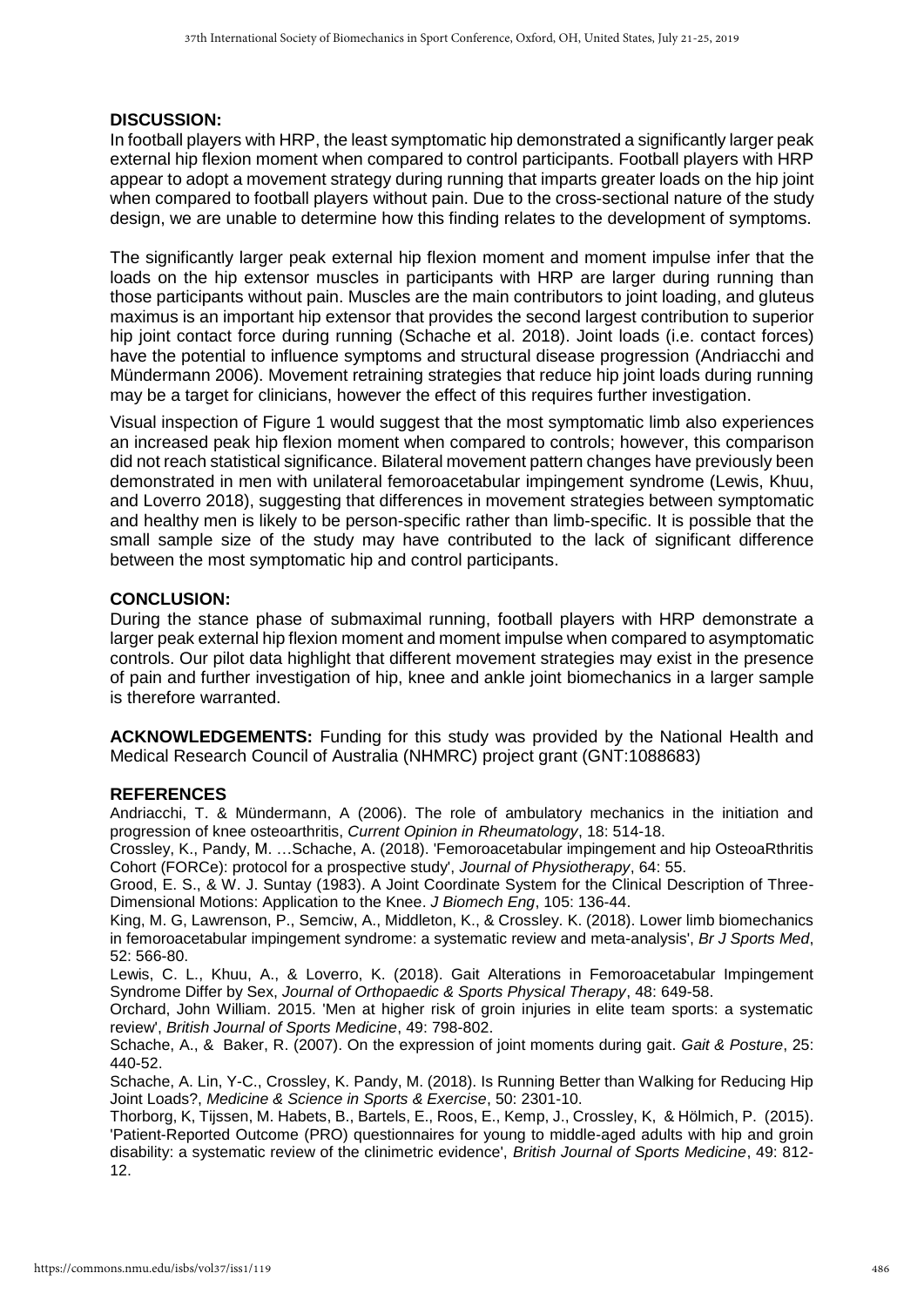## DISCUSSION:

In football players with HRP, the least symptomatic hip demonstrated a significantly larger peak external hip flexion moment when compared to control participants. Football players with HRP appear to adopt a movement strategy during running that imparts greater loads on the hip joint when compared to football players without pain. Due to the cross-sectional nature of the study design, we are unable to determine how this finding relates to the development of symptoms.

The significantly larger peak external hip flexion moment and moment impulse infer that the loads on the hip extensor muscles in participants with HRP are larger during running than those participants without pain. Muscles are the main contributors to joint loading, and gluteus maximus is an important hip extensor that provides the second largest contribution to superior hip joint contact force during running (Schache et al. 2018). Joint loads (i.e. contact forces) have the potential to influence symptoms and structural disease progression (Andriacchi and Mündermann 2006). Movement retraining strategies that reduce hip joint loads during running may be a target for clinicians, however the effect of this requires further investigation.

Visual inspection of Figure 1 would suggest that the most symptomatic limb also experiences an increased peak hip flexion moment when compared to controls; however, this comparison did not reach statistical significance. Bilateral movement pattern changes have previously been demonstrated in men with unilateral femoroacetabular impingement syndrome (Lewis, Khuu, and Loverro 2018), suggesting that differences in movement strategies between symptomatic and healthy men is likely to be person-specific rather than limb-specific. It is possible that the small sample size of the study may have contributed to the lack of significant difference between the most symptomatic hip and control participants.

## CONCLUSION:

During the stance phase of submaximal running, football players with HRP demonstrate a larger peak external hip flexion moment and moment impulse when compared to asymptomatic controls. Our pilot data highlight that different movement strategies may exist in the presence of pain and further investigation of hip, knee and ankle joint biomechanics in a larger sample is therefore warranted.

**ACKNOWLEDGEMENTS:** Funding for this study was provided by the National Health and Medical Research Council of Australia (NHMRC) project grant (GNT:1088683)

## REFERENCES

Andriacchi, T. & Mündermann, A (2006). The role of ambulatory mechanics in the initiation and progression of knee osteoarthritis, *Current Opinion in Rheumatology*, 18: 514-18.

Crossley, K., Pandy, M. …Schache, A. (2018). 'Femoroacetabular impingement and hip OsteoaRthritis Cohort (FORCe): protocol for a prospective study', *Journal of Physiotherapy*, 64: 55.

Grood, E. S., & W. J. Suntay (1983). A Joint Coordinate System for the Clinical Description of Three-Dimensional Motions: Application to the Knee. *J Biomech Eng*, 105: 136-44.

King, M. G, Lawrenson, P., Semciw, A., Middleton, K., & Crossley. K. (2018). Lower limb biomechanics in femoroacetabular impingement syndrome: a systematic review and meta-analysis', *Br J Sports Med*, 52: 566-80.

Lewis, C. L., Khuu, A., & Loverro, K. (2018). Gait Alterations in Femoroacetabular Impingement Syndrome Differ by Sex, *Journal of Orthopaedic & Sports Physical Therapy*, 48: 649-58.

Orchard, John William. 2015. 'Men at higher risk of groin injuries in elite team sports: a systematic review', *British Journal of Sports Medicine*, 49: 798-802.

Schache, A., & Baker, R. (2007). On the expression of joint moments during gait. *Gait & Posture*, 25: 440-52.

Schache, A. Lin, Y-C., Crossley, K. Pandy, M. (2018). Is Running Better than Walking for Reducing Hip Joint Loads?, *Medicine & Science in Sports & Exercise*, 50: 2301-10.

Thorborg, K, Tijssen, M. Habets, B., Bartels, E., Roos, E., Kemp, J., Crossley, K, & Hölmich, P. (2015). 'Patient-Reported Outcome (PRO) questionnaires for young to middle-aged adults with hip and groin disability: a systematic review of the clinimetric evidence', *British Journal of Sports Medicine*, 49: 812-12.